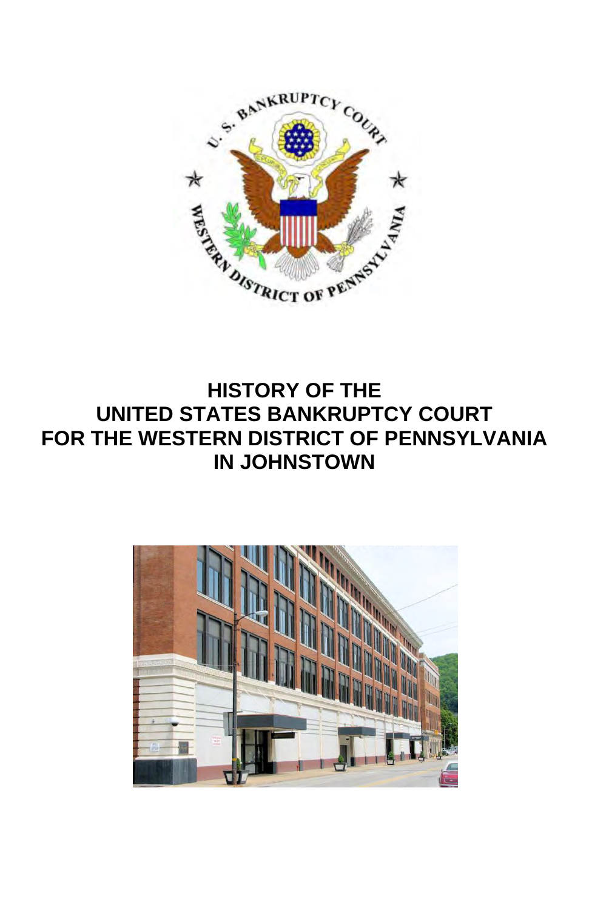# HISTORY OF THE UNITED STATES BANKRUPTCY COURT FOR THE WESTERN DISTRICT OF PENNSYLVANIA IN JOHNSTOWN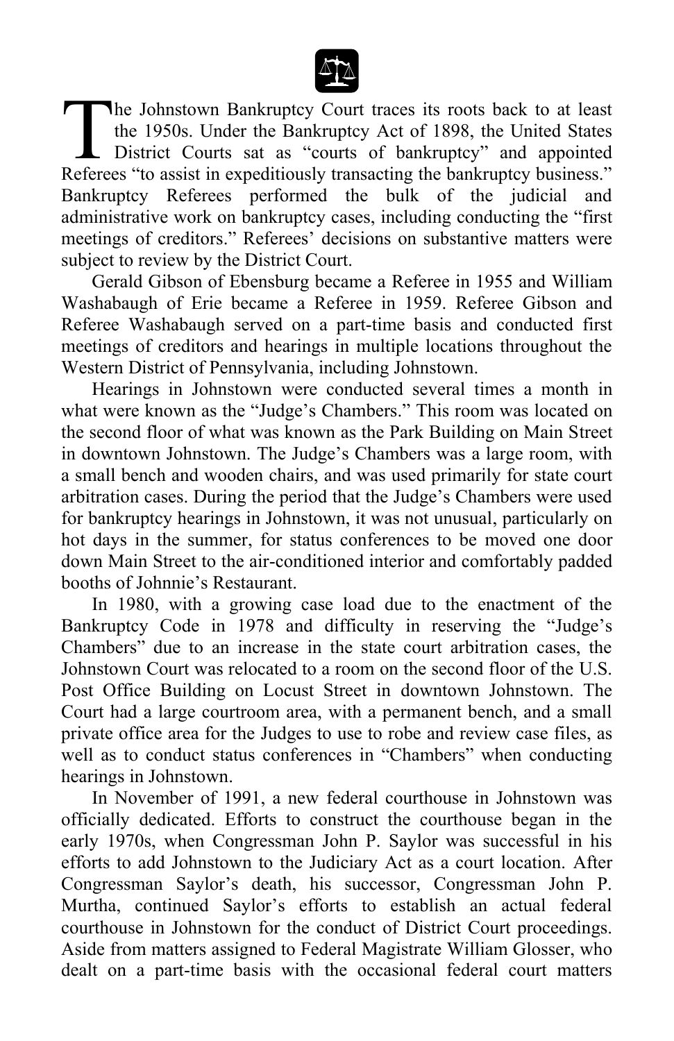The Johnstown Bankruptcy Court traces its roots back to at least the 1950s. Under the Bankruptcy Act of 1898, the United States District Courts sat as "courts of bankruptcy" and appointed Referees "to assist in expeditiously transacting the bankruptcy business." Bankruptcy Referees performed the bulk of the judicial and administrative work on bankruptcy cases, including conducting the "first meetings of creditors." Referees' decisions on substantive matters were subject to review by the District Court.

Gerald Gibson of Ebensburg became a Referee in 1955 and William Washabaugh of Erie became a Referee in 1959. Referee Gibson and Referee Washabaugh served on a part-time basis and conducted first meetings of creditors and hearings in multiple locations throughout the Western District of Pennsylvania, including Johnstown.

Hearings in Johnstown were conducted several times a month in what were known as the "Judge's Chambers." This room was located on the second floor of what was known as the Park Building on Main Street in downtown Johnstown. The Judge's Chambers was a large room, with a small bench and wooden chairs, and was used primarily for state court arbitration cases. During the period that the Judge's Chambers were used for bankruptcy hearings in Johnstown, it was not unusual, particularly on hot days in the summer, for status conferences to be moved one door down Main Street to the air-conditioned interior and comfortably padded booths of Johnnie's Restaurant.

In 1980, with a growing case load due to the enactment of the Bankruptcy Code in 1978 and difficulty in reserving the "Judge's Chambers" due to an increase in the state court arbitration cases, the Johnstown Court was relocated to a room on the second floor of the U.S. Post Office Building on Locust Street in downtown Johnstown. The Court had a large courtroom area, with a permanent bench, and a small private office area for the Judges to use to robe and review case files, as well as to conduct status conferences in "Chambers" when conducting hearings in Johnstown.

In November of 1991, a new federal courthouse in Johnstown was officially dedicated. Efforts to construct the courthouse began in the early 1970s, when Congressman John P. Saylor was successful in his efforts to add Johnstown to the Judiciary Act as a court location. After Congressman Saylor's death, his successor, Congressman John P. Murtha, continued Saylor's efforts to establish an actual federal courthouse in Johnstown for the conduct of District Court proceedings. Aside from matters assigned to Federal Magistrate William Glosser, who dealt on a part-time basis with the occasional federal court matters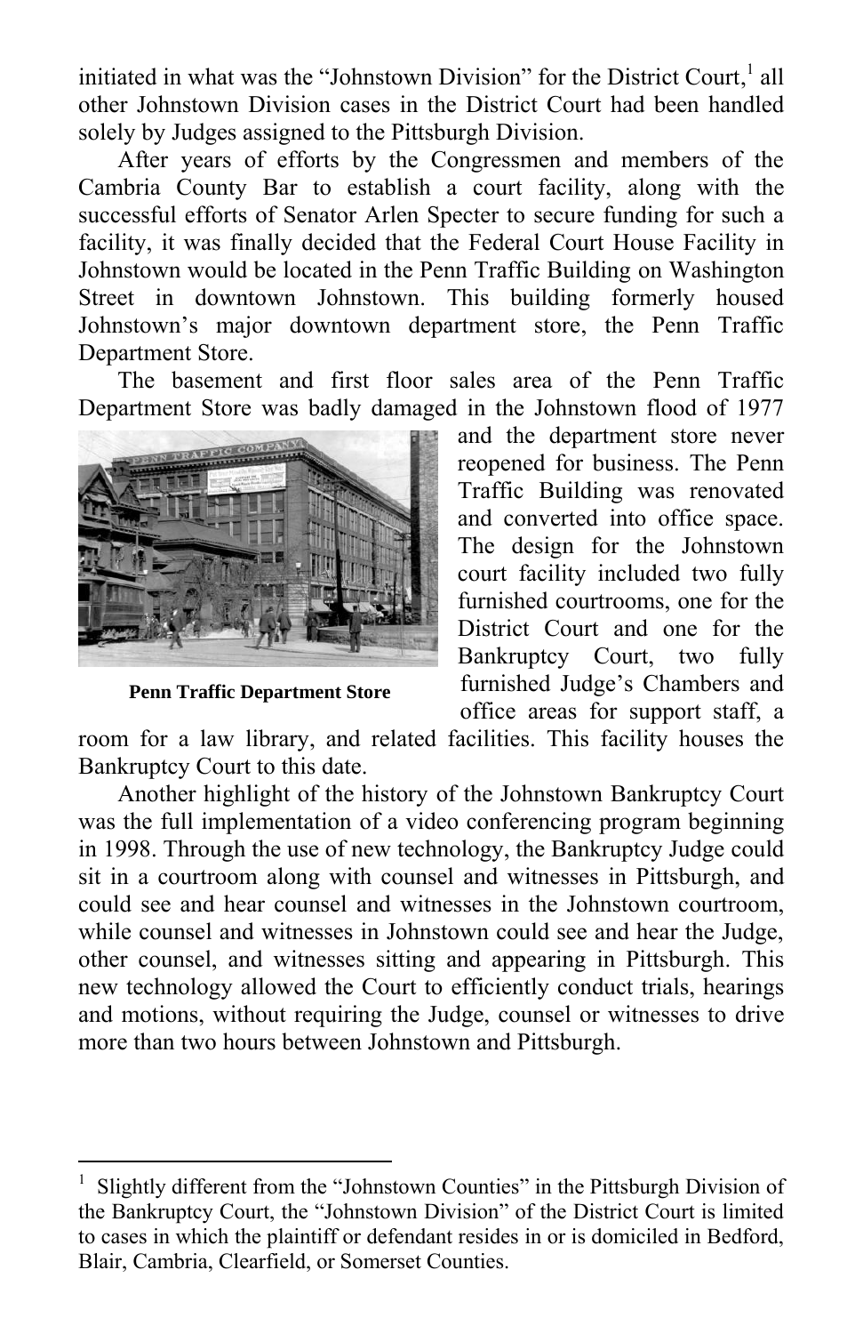initiated in what was the "Johnstown Division" for the District Court,[1] all other Johnstown Division cases in the District Court had been handled solely by Judges assigned to the Pittsburgh Division.

After years of efforts by the Congressmen and members of the Cambria County Bar to establish a court facility, along with the successful efforts of Senator Arlen Specter to secure funding for such a facility, it was finally decided that the Federal Court House Facility in Johnstown would be located in the Penn Traffic Building on Washington Street in downtown Johnstown. This building formerly housed Johnstown's major downtown department store, the Penn Traffic Department Store.

The basement and first floor sales area of the Penn Traffic Department Store was badly damaged in the Johnstown flood of 1977 and the department store never reopened for business. The Penn Traffic Building was renovated and converted into office space. The design for the Johnstown court facility included two fully furnished courtrooms, one for the District Court and one for the Bankruptcy Court, two fully furnished Judge's Chambers and office areas for support staff, a room for a law library, and related facilities. This facility houses the Bankruptcy Court to this date.

**Penn Traffic Department Store**

Another highlight of the history of the Johnstown Bankruptcy Court was the full implementation of a video conferencing program beginning in 1998. Through the use of new technology, the Bankruptcy Judge could sit in a courtroom along with counsel and witnesses in Pittsburgh, and could see and hear counsel and witnesses in the Johnstown courtroom, while counsel and witnesses in Johnstown could see and hear the Judge, other counsel, and witnesses sitting and appearing in Pittsburgh. This new technology allowed the Court to efficiently conduct trials, hearings and motions, without requiring the Judge, counsel or witnesses to drive more than two hours between Johnstown and Pittsburgh.

---

[1] Slightly different from the "Johnstown Counties" in the Pittsburgh Division of the Bankruptcy Court, the "Johnstown Division" of the District Court is limited to cases in which the plaintiff or defendant resides in or is domiciled in Bedford, Blair, Cambria, Clearfield, or Somerset Counties.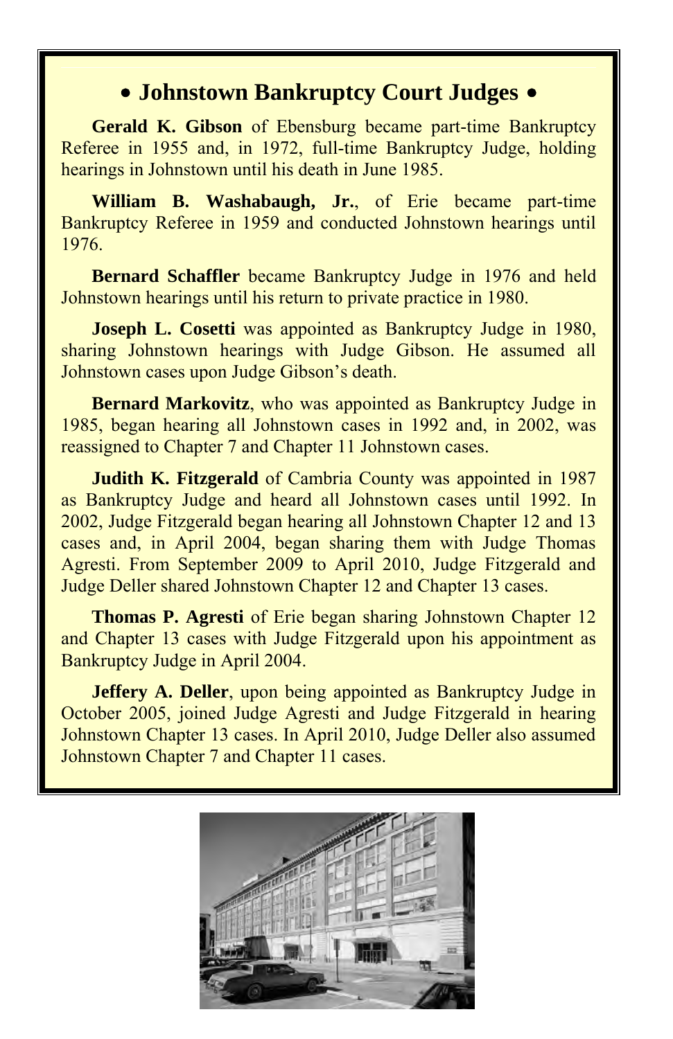# • Johnstown Bankruptcy Court Judges •

**Gerald K. Gibson** of Ebensburg became part-time Bankruptcy Referee in 1955 and, in 1972, full-time Bankruptcy Judge, holding hearings in Johnstown until his death in June 1985.

**William B. Washabaugh, Jr.**, of Erie became part-time Bankruptcy Referee in 1959 and conducted Johnstown hearings until 1976.

**Bernard Schaffler** became Bankruptcy Judge in 1976 and held Johnstown hearings until his return to private practice in 1980.

**Joseph L. Cosetti** was appointed as Bankruptcy Judge in 1980, sharing Johnstown hearings with Judge Gibson. He assumed all Johnstown cases upon Judge Gibson's death.

**Bernard Markovitz**, who was appointed as Bankruptcy Judge in 1985, began hearing all Johnstown cases in 1992 and, in 2002, was reassigned to Chapter 7 and Chapter 11 Johnstown cases.

**Judith K. Fitzgerald** of Cambria County was appointed in 1987 as Bankruptcy Judge and heard all Johnstown cases until 1992. In 2002, Judge Fitzgerald began hearing all Johnstown Chapter 12 and 13 cases and, in April 2004, began sharing them with Judge Thomas Agresti. From September 2009 to April 2010, Judge Fitzgerald and Judge Deller shared Johnstown Chapter 12 and Chapter 13 cases.

**Thomas P. Agresti** of Erie began sharing Johnstown Chapter 12 and Chapter 13 cases with Judge Fitzgerald upon his appointment as Bankruptcy Judge in April 2004.

**Jeffery A. Deller**, upon being appointed as Bankruptcy Judge in October 2005, joined Judge Agresti and Judge Fitzgerald in hearing Johnstown Chapter 13 cases. In April 2010, Judge Deller also assumed Johnstown Chapter 7 and Chapter 11 cases.